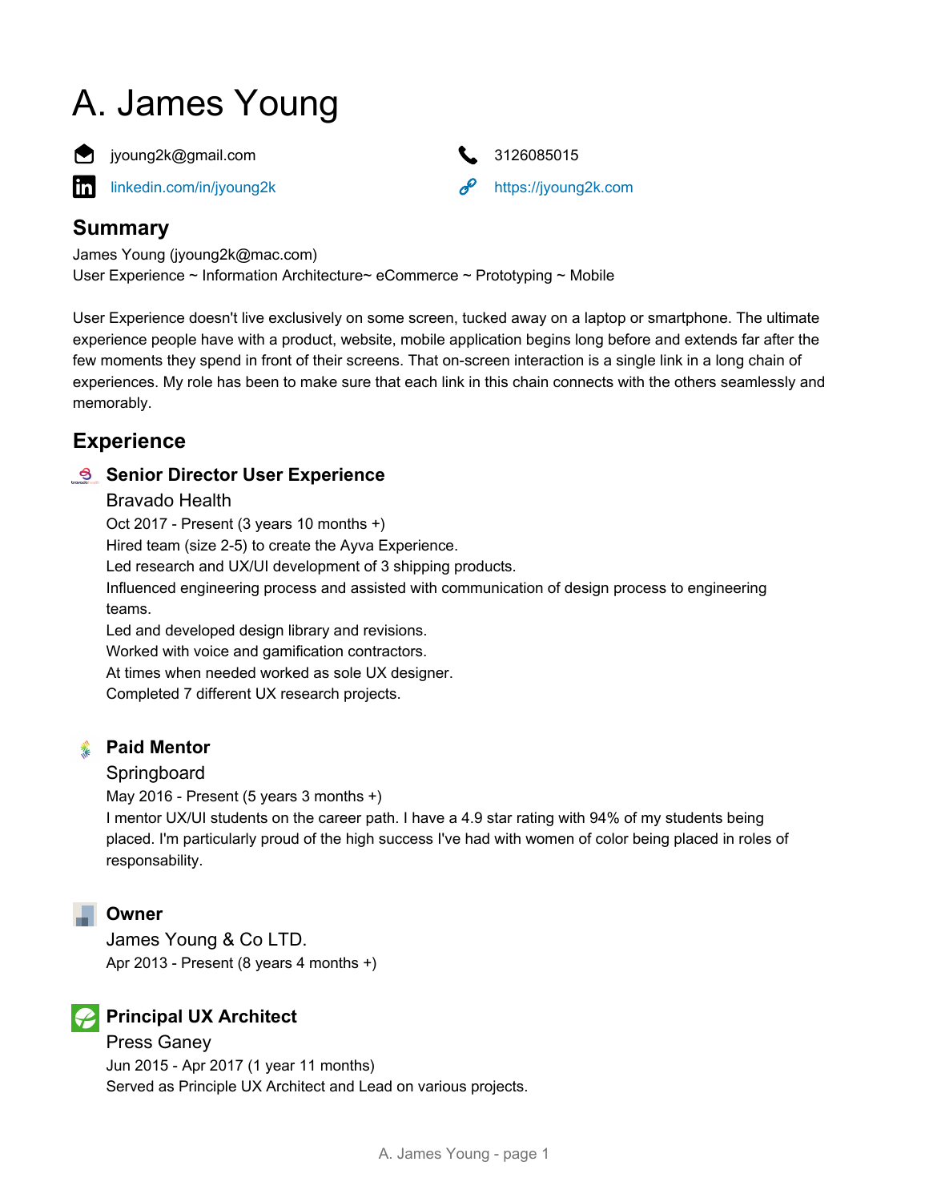# A. James Young

jyoung2k@gmail.com

3126085015

linkedin.com/in/jyoung2k

https://jyoung2k.com

## Summary

James Young (jyoung2k@mac.com)
User Experience ~ Information Architecture~ eCommerce ~ Prototyping ~ Mobile

User Experience doesn't live exclusively on some screen, tucked away on a laptop or smartphone. The ultimate experience people have with a product, website, mobile application begins long before and extends far after the few moments they spend in front of their screens. That on-screen interaction is a single link in a long chain of experiences. My role has been to make sure that each link in this chain connects with the others seamlessly and memorably.

## Experience

### Senior Director User Experience

Bravado Health

Oct 2017 - Present (3 years 10 months +)

Hired team (size 2-5) to create the Ayva Experience.
Led research and UX/UI development of 3 shipping products.
Influenced engineering process and assisted with communication of design process to engineering teams.
Led and developed design library and revisions.
Worked with voice and gamification contractors.
At times when needed worked as sole UX designer.
Completed 7 different UX research projects.

### Paid Mentor

Springboard

May 2016 - Present (5 years 3 months +)

I mentor UX/UI students on the career path. I have a 4.9 star rating with 94% of my students being placed. I'm particularly proud of the high success I've had with women of color being placed in roles of responsability.

### Owner

James Young & Co LTD.

Apr 2013 - Present (8 years 4 months +)

### Principal UX Architect

Press Ganey

Jun 2015 - Apr 2017 (1 year 11 months)

Served as Principle UX Architect and Lead on various projects.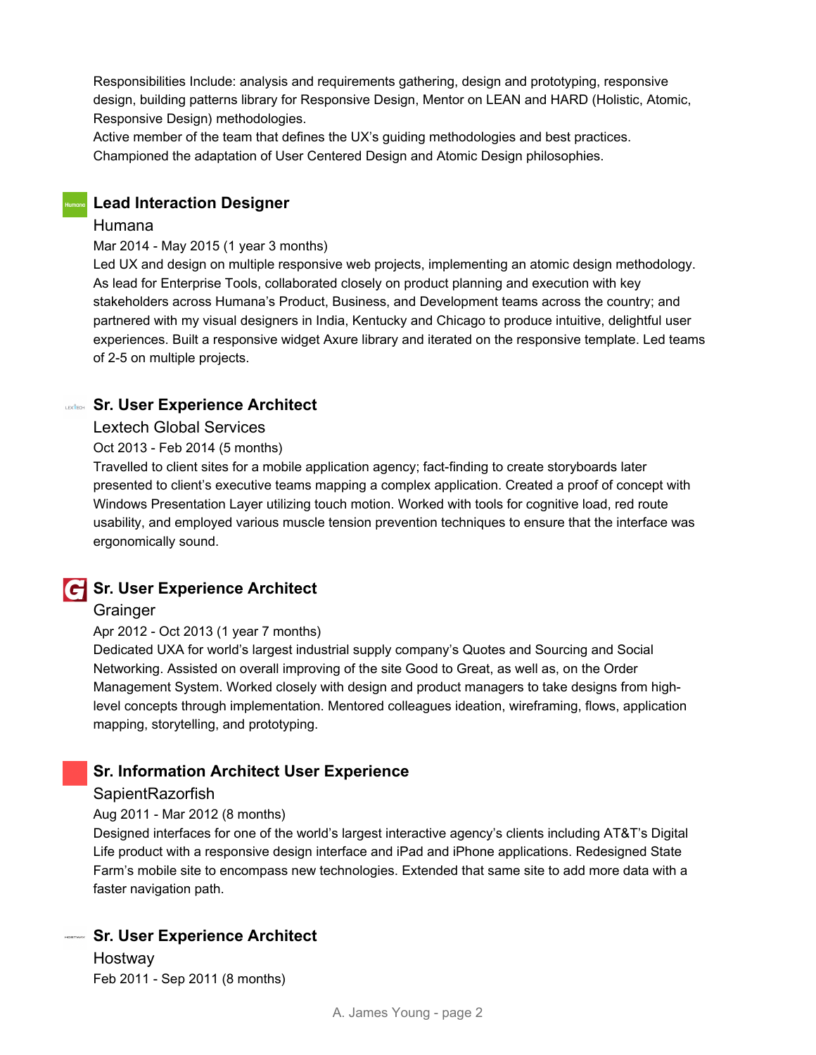Responsibilities Include: analysis and requirements gathering, design and prototyping, responsive design, building patterns library for Responsive Design, Mentor on LEAN and HARD (Holistic, Atomic, Responsive Design) methodologies.
Active member of the team that defines the UX's guiding methodologies and best practices.
Championed the adaptation of User Centered Design and Atomic Design philosophies.

### Lead Interaction Designer

Humana

Mar 2014 - May 2015 (1 year 3 months)

Led UX and design on multiple responsive web projects, implementing an atomic design methodology. As lead for Enterprise Tools, collaborated closely on product planning and execution with key stakeholders across Humana's Product, Business, and Development teams across the country; and partnered with my visual designers in India, Kentucky and Chicago to produce intuitive, delightful user experiences. Built a responsive widget Axure library and iterated on the responsive template. Led teams of 2-5 on multiple projects.

### Sr. User Experience Architect

Lextech Global Services

Oct 2013 - Feb 2014 (5 months)

Travelled to client sites for a mobile application agency; fact-finding to create storyboards later presented to client's executive teams mapping a complex application. Created a proof of concept with Windows Presentation Layer utilizing touch motion. Worked with tools for cognitive load, red route usability, and employed various muscle tension prevention techniques to ensure that the interface was ergonomically sound.

### Sr. User Experience Architect

Grainger

Apr 2012 - Oct 2013 (1 year 7 months)

Dedicated UXA for world's largest industrial supply company's Quotes and Sourcing and Social Networking. Assisted on overall improving of the site Good to Great, as well as, on the Order Management System. Worked closely with design and product managers to take designs from high-level concepts through implementation. Mentored colleagues ideation, wireframing, flows, application mapping, storytelling, and prototyping.

### Sr. Information Architect User Experience

SapientRazorfish

Aug 2011 - Mar 2012 (8 months)

Designed interfaces for one of the world's largest interactive agency's clients including AT&T's Digital Life product with a responsive design interface and iPad and iPhone applications. Redesigned State Farm's mobile site to encompass new technologies. Extended that same site to add more data with a faster navigation path.

### Sr. User Experience Architect

Hostway

Feb 2011 - Sep 2011 (8 months)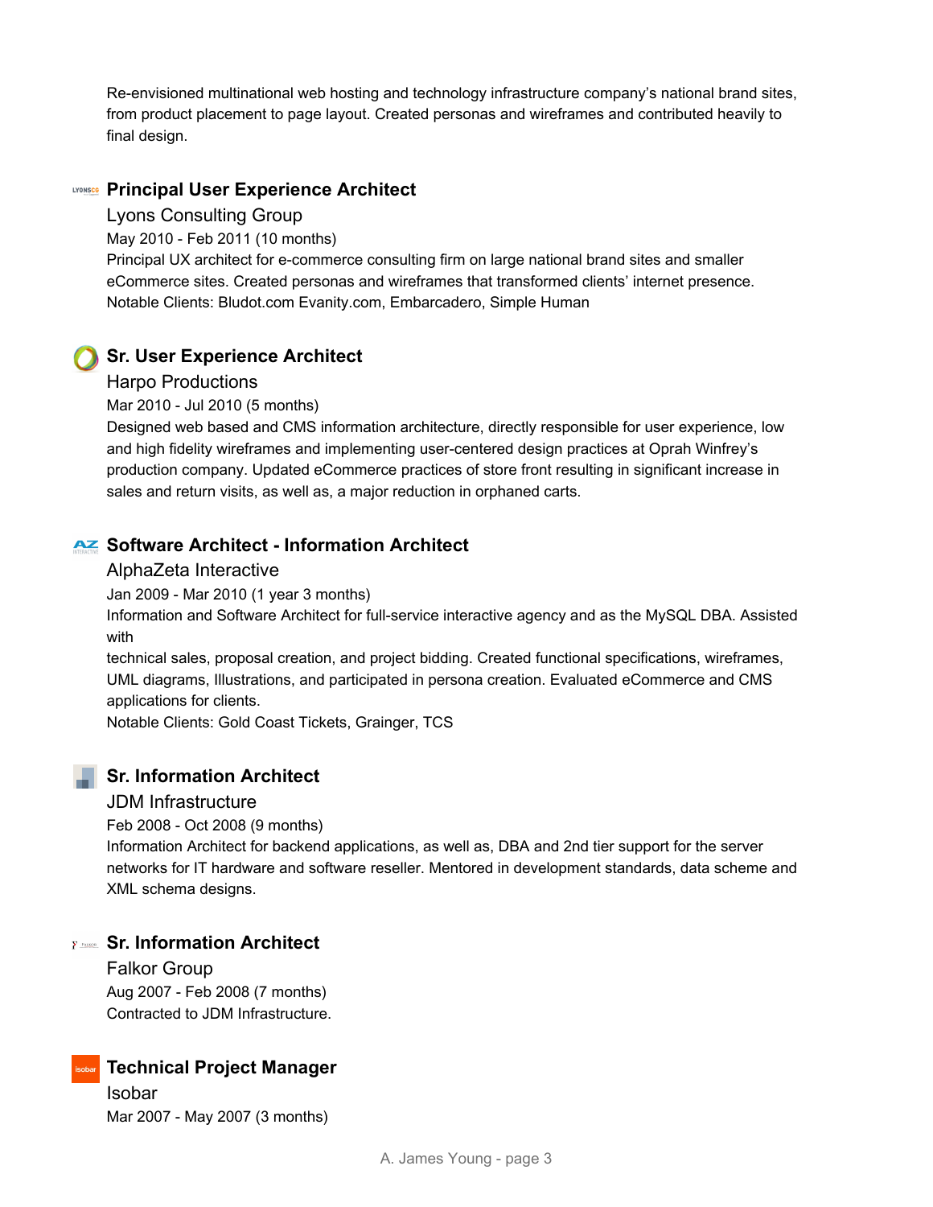Re-envisioned multinational web hosting and technology infrastructure company's national brand sites, from product placement to page layout. Created personas and wireframes and contributed heavily to final design.

### Principal User Experience Architect

Lyons Consulting Group

May 2010 - Feb 2011 (10 months)

Principal UX architect for e-commerce consulting firm on large national brand sites and smaller eCommerce sites. Created personas and wireframes that transformed clients' internet presence.
Notable Clients: Bludot.com Evanity.com, Embarcadero, Simple Human

### Sr. User Experience Architect

Harpo Productions

Mar 2010 - Jul 2010 (5 months)

Designed web based and CMS information architecture, directly responsible for user experience, low and high fidelity wireframes and implementing user-centered design practices at Oprah Winfrey's production company. Updated eCommerce practices of store front resulting in significant increase in sales and return visits, as well as, a major reduction in orphaned carts.

### Software Architect - Information Architect

AlphaZeta Interactive

Jan 2009 - Mar 2010 (1 year 3 months)

Information and Software Architect for full-service interactive agency and as the MySQL DBA. Assisted with
technical sales, proposal creation, and project bidding. Created functional specifications, wireframes, UML diagrams, Illustrations, and participated in persona creation. Evaluated eCommerce and CMS applications for clients.
Notable Clients: Gold Coast Tickets, Grainger, TCS

### Sr. Information Architect

JDM Infrastructure

Feb 2008 - Oct 2008 (9 months)

Information Architect for backend applications, as well as, DBA and 2nd tier support for the server networks for IT hardware and software reseller. Mentored in development standards, data scheme and XML schema designs.

### Sr. Information Architect

Falkor Group

Aug 2007 - Feb 2008 (7 months)

Contracted to JDM Infrastructure.

### Technical Project Manager

Isobar

Mar 2007 - May 2007 (3 months)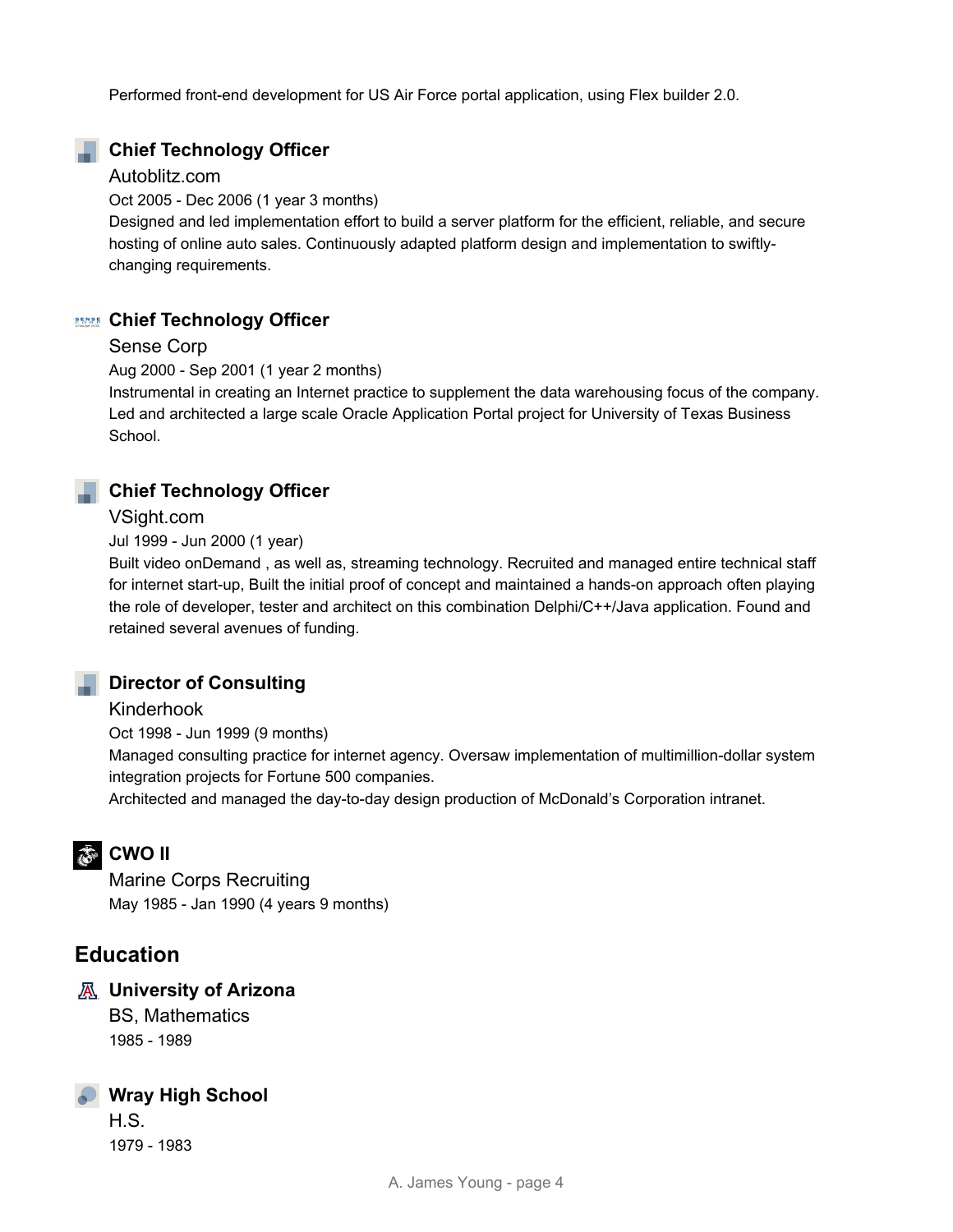Performed front-end development for US Air Force portal application, using Flex builder 2.0.

### Chief Technology Officer

Autoblitz.com

Oct 2005 - Dec 2006 (1 year 3 months)

Designed and led implementation effort to build a server platform for the efficient, reliable, and secure hosting of online auto sales. Continuously adapted platform design and implementation to swiftly-changing requirements.

### Chief Technology Officer

Sense Corp

Aug 2000 - Sep 2001 (1 year 2 months)

Instrumental in creating an Internet practice to supplement the data warehousing focus of the company. Led and architected a large scale Oracle Application Portal project for University of Texas Business School.

### Chief Technology Officer

VSight.com

Jul 1999 - Jun 2000 (1 year)

Built video onDemand , as well as, streaming technology. Recruited and managed entire technical staff for internet start-up, Built the initial proof of concept and maintained a hands-on approach often playing the role of developer, tester and architect on this combination Delphi/C++/Java application. Found and retained several avenues of funding.

### Director of Consulting

Kinderhook

Oct 1998 - Jun 1999 (9 months)

Managed consulting practice for internet agency. Oversaw implementation of multimillion-dollar system integration projects for Fortune 500 companies.

Architected and managed the day-to-day design production of McDonald's Corporation intranet.

### CWO II

Marine Corps Recruiting

May 1985 - Jan 1990 (4 years 9 months)

## Education

### University of Arizona

BS, Mathematics

1985 - 1989

### Wray High School

H.S.

1979 - 1983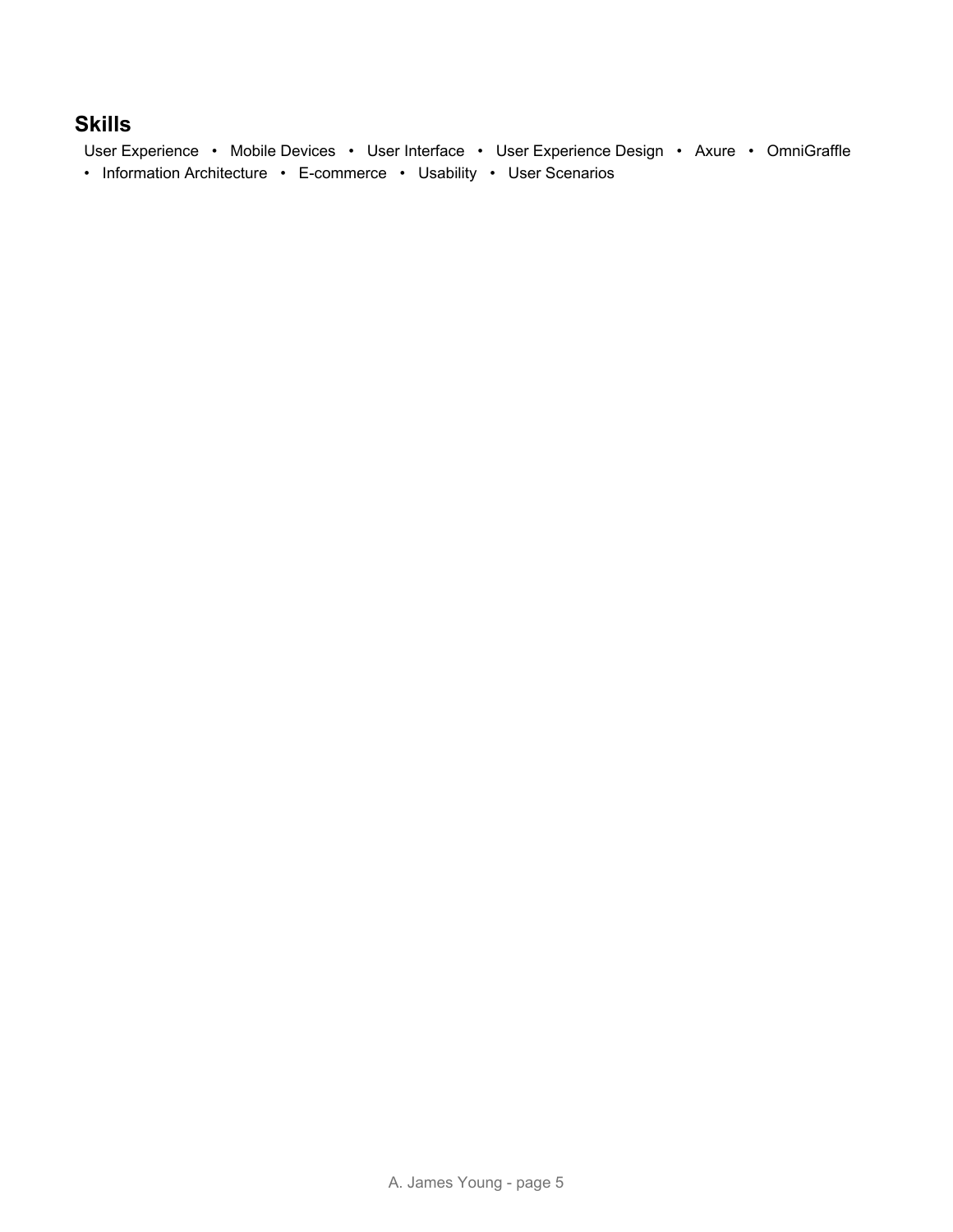## Skills

User Experience • Mobile Devices • User Interface • User Experience Design • Axure • OmniGraffle • Information Architecture • E-commerce • Usability • User Scenarios